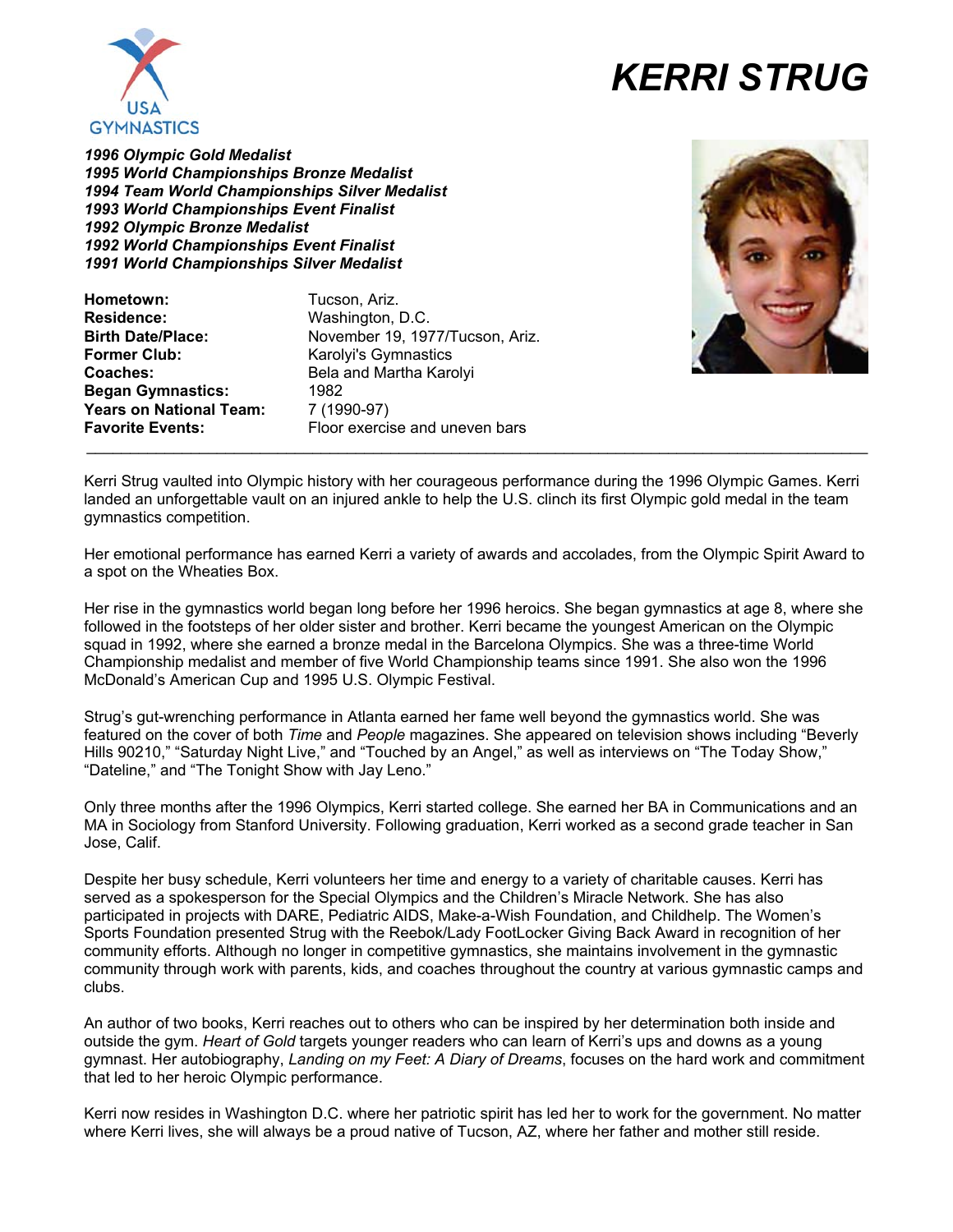# KERRI STRUG

***1996 Olympic Gold Medalist***
***1995 World Championships Bronze Medalist***
***1994 Team World Championships Silver Medalist***
***1993 World Championships Event Finalist***
***1992 Olympic Bronze Medalist***
***1992 World Championships Event Finalist***
***1991 World Championships Silver Medalist***

| | |
|---|---|
| **Hometown:** | Tucson, Ariz. |
| **Residence:** | Washington, D.C. |
| **Birth Date/Place:** | November 19, 1977/Tucson, Ariz. |
| **Former Club:** | Karolyi's Gymnastics |
| **Coaches:** | Bela and Martha Karolyi |
| **Began Gymnastics:** | 1982 |
| **Years on National Team:** | 7 (1990-97) |
| **Favorite Events:** | Floor exercise and uneven bars |

---

Kerri Strug vaulted into Olympic history with her courageous performance during the 1996 Olympic Games. Kerri landed an unforgettable vault on an injured ankle to help the U.S. clinch its first Olympic gold medal in the team gymnastics competition.

Her emotional performance has earned Kerri a variety of awards and accolades, from the Olympic Spirit Award to a spot on the Wheaties Box.

Her rise in the gymnastics world began long before her 1996 heroics. She began gymnastics at age 8, where she followed in the footsteps of her older sister and brother. Kerri became the youngest American on the Olympic squad in 1992, where she earned a bronze medal in the Barcelona Olympics. She was a three-time World Championship medalist and member of five World Championship teams since 1991. She also won the 1996 McDonald's American Cup and 1995 U.S. Olympic Festival.

Strug's gut-wrenching performance in Atlanta earned her fame well beyond the gymnastics world. She was featured on the cover of both *Time* and *People* magazines. She appeared on television shows including "Beverly Hills 90210," "Saturday Night Live," and "Touched by an Angel," as well as interviews on "The Today Show," "Dateline," and "The Tonight Show with Jay Leno."

Only three months after the 1996 Olympics, Kerri started college. She earned her BA in Communications and an MA in Sociology from Stanford University. Following graduation, Kerri worked as a second grade teacher in San Jose, Calif.

Despite her busy schedule, Kerri volunteers her time and energy to a variety of charitable causes. Kerri has served as a spokesperson for the Special Olympics and the Children's Miracle Network. She has also participated in projects with DARE, Pediatric AIDS, Make-a-Wish Foundation, and Childhelp. The Women's Sports Foundation presented Strug with the Reebok/Lady FootLocker Giving Back Award in recognition of her community efforts. Although no longer in competitive gymnastics, she maintains involvement in the gymnastic community through work with parents, kids, and coaches throughout the country at various gymnastic camps and clubs.

An author of two books, Kerri reaches out to others who can be inspired by her determination both inside and outside the gym. *Heart of Gold* targets younger readers who can learn of Kerri's ups and downs as a young gymnast. Her autobiography, *Landing on my Feet: A Diary of Dreams*, focuses on the hard work and commitment that led to her heroic Olympic performance.

Kerri now resides in Washington D.C. where her patriotic spirit has led her to work for the government. No matter where Kerri lives, she will always be a proud native of Tucson, AZ, where her father and mother still reside.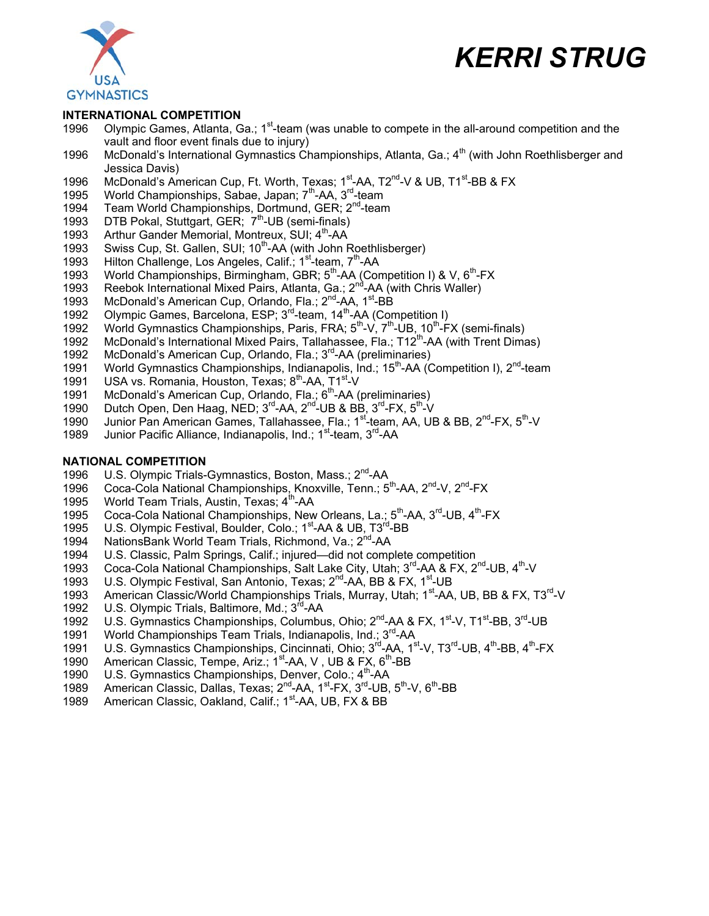# KERRI STRUG

**INTERNATIONAL COMPETITION**

1996 Olympic Games, Atlanta, Ga.; 1st-team (was unable to compete in the all-around competition and the vault and floor event finals due to injury)
1996 McDonald's International Gymnastics Championships, Atlanta, Ga.; 4th (with John Roethlisberger and Jessica Davis)
1996 McDonald's American Cup, Ft. Worth, Texas; 1st-AA, T2nd-V & UB, T1st-BB & FX
1995 World Championships, Sabae, Japan; 7th-AA, 3rd-team
1994 Team World Championships, Dortmund, GER; 2nd-team
1993 DTB Pokal, Stuttgart, GER; 7th-UB (semi-finals)
1993 Arthur Gander Memorial, Montreux, SUI; 4th-AA
1993 Swiss Cup, St. Gallen, SUI; 10th-AA (with John Roethlisberger)
1993 Hilton Challenge, Los Angeles, Calif.; 1st-team, 7th-AA
1993 World Championships, Birmingham, GBR; 5th-AA (Competition I) & V, 6th-FX
1993 Reebok International Mixed Pairs, Atlanta, Ga.; 2nd-AA (with Chris Waller)
1993 McDonald's American Cup, Orlando, Fla.; 2nd-AA, 1st-BB
1992 Olympic Games, Barcelona, ESP; 3rd-team, 14th-AA (Competition I)
1992 World Gymnastics Championships, Paris, FRA; 5th-V, 7th-UB, 10th-FX (semi-finals)
1992 McDonald's International Mixed Pairs, Tallahassee, Fla.; T12th-AA (with Trent Dimas)
1992 McDonald's American Cup, Orlando, Fla.; 3rd-AA (preliminaries)
1991 World Gymnastics Championships, Indianapolis, Ind.; 15th-AA (Competition I), 2nd-team
1991 USA vs. Romania, Houston, Texas; 8th-AA, T1st-V
1991 McDonald's American Cup, Orlando, Fla.; 6th-AA (preliminaries)
1990 Dutch Open, Den Haag, NED; 3rd-AA, 2nd-UB & BB, 3rd-FX, 5th-V
1990 Junior Pan American Games, Tallahassee, Fla.; 1st-team, AA, UB & BB, 2nd-FX, 5th-V
1989 Junior Pacific Alliance, Indianapolis, Ind.; 1st-team, 3rd-AA

**NATIONAL COMPETITION**

1996 U.S. Olympic Trials-Gymnastics, Boston, Mass.; 2nd-AA
1996 Coca-Cola National Championships, Knoxville, Tenn.; 5th-AA, 2nd-V, 2nd-FX
1995 World Team Trials, Austin, Texas; 4th-AA
1995 Coca-Cola National Championships, New Orleans, La.; 5th-AA, 3rd-UB, 4th-FX
1995 U.S. Olympic Festival, Boulder, Colo.; 1st-AA & UB, T3rd-BB
1994 NationsBank World Team Trials, Richmond, Va.; 2nd-AA
1994 U.S. Classic, Palm Springs, Calif.; injured—did not complete competition
1993 Coca-Cola National Championships, Salt Lake City, Utah; 3rd-AA & FX, 2nd-UB, 4th-V
1993 U.S. Olympic Festival, San Antonio, Texas; 2nd-AA, BB & FX, 1st-UB
1993 American Classic/World Championships Trials, Murray, Utah; 1st-AA, UB, BB & FX, T3rd-V
1992 U.S. Olympic Trials, Baltimore, Md.; 3rd-AA
1992 U.S. Gymnastics Championships, Columbus, Ohio; 2nd-AA & FX, 1st-V, T1st-BB, 3rd-UB
1991 World Championships Team Trials, Indianapolis, Ind.; 3rd-AA
1991 U.S. Gymnastics Championships, Cincinnati, Ohio; 3rd-AA, 1st-V, T3rd-UB, 4th-BB, 4th-FX
1990 American Classic, Tempe, Ariz.; 1st-AA, V , UB & FX, 6th-BB
1990 U.S. Gymnastics Championships, Denver, Colo.; 4th-AA
1989 American Classic, Dallas, Texas; 2nd-AA, 1st-FX, 3rd-UB, 5th-V, 6th-BB
1989 American Classic, Oakland, Calif.; 1st-AA, UB, FX & BB